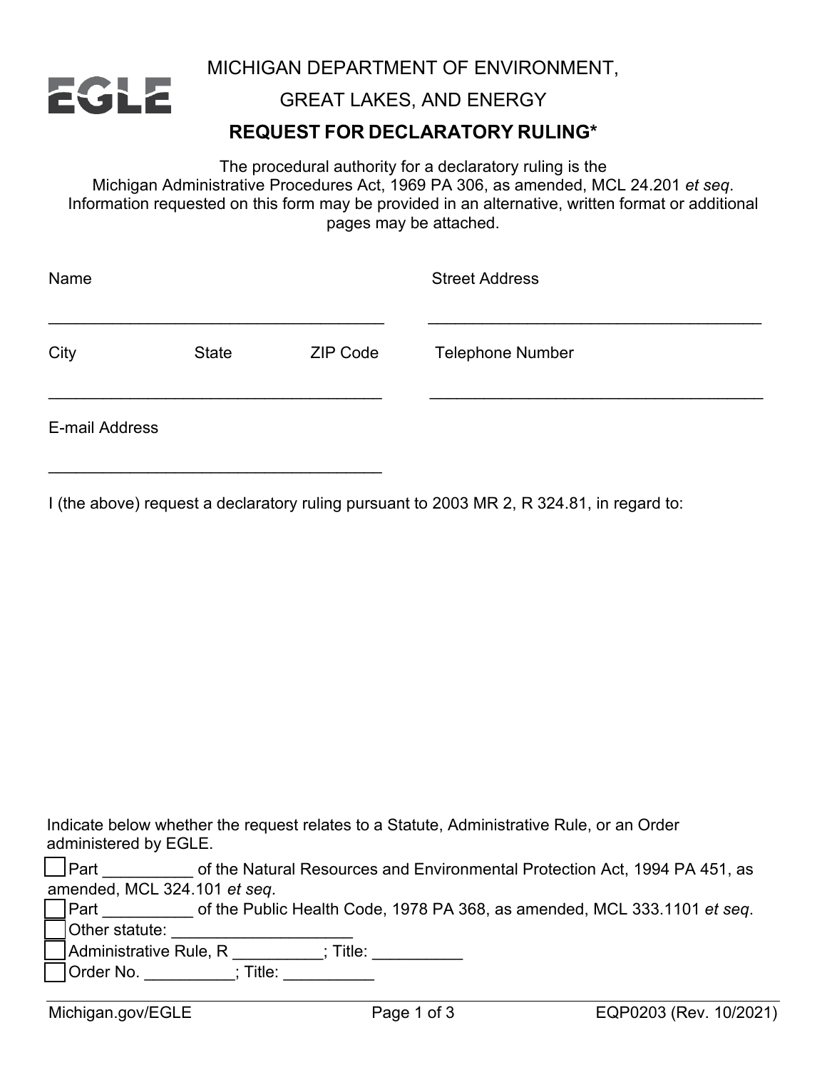EGLE

MICHIGAN DEPARTMENT OF ENVIRONMENT, GREAT LAKES, AND ENERGY

# REQUEST FOR DECLARATORY RULING*

The procedural authority for a declaratory ruling is the Michigan Administrative Procedures Act, 1969 PA 306, as amended, MCL 24.201 *et seq*. Information requested on this form may be provided in an alternative, written format or additional pages may be attached.

Name ______________________________________

Street Address ______________________________________

City ____________ State ____________ ZIP Code ____________

Telephone Number ______________________________________

E-mail Address ______________________________________

I (the above) request a declaratory ruling pursuant to 2003 MR 2, R 324.81, in regard to:

Indicate below whether the request relates to a Statute, Administrative Rule, or an Order administered by EGLE.

- ☐ Part __________ of the Natural Resources and Environmental Protection Act, 1994 PA 451, as amended, MCL 324.101 *et seq*.
- ☐ Part __________ of the Public Health Code, 1978 PA 368, as amended, MCL 333.1101 *et seq*.
- ☐ Other statute: ____________________
- ☐ Administrative Rule, R __________; Title: __________
- ☐ Order No. __________; Title: __________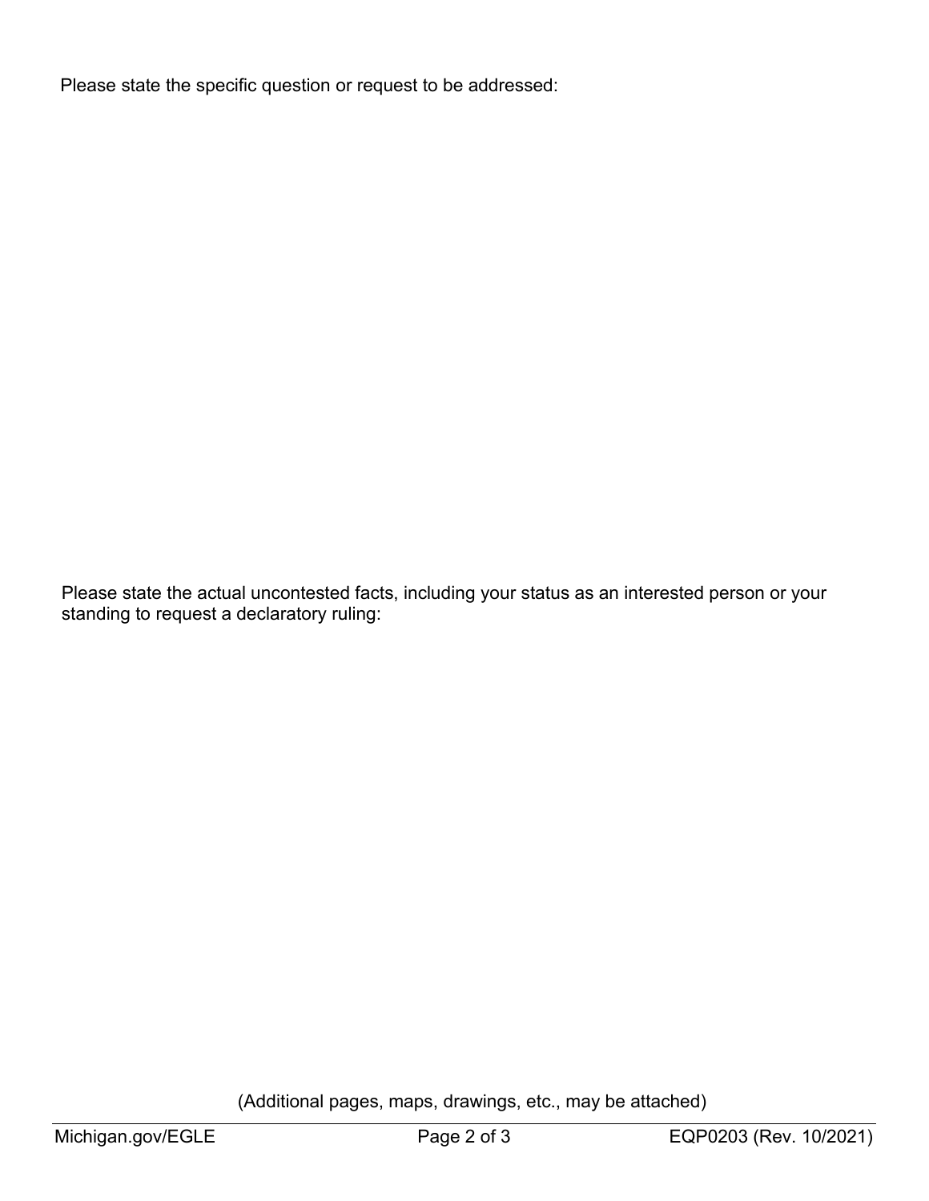Please state the specific question or request to be addressed:

Please state the actual uncontested facts, including your status as an interested person or your standing to request a declaratory ruling:

(Additional pages, maps, drawings, etc., may be attached)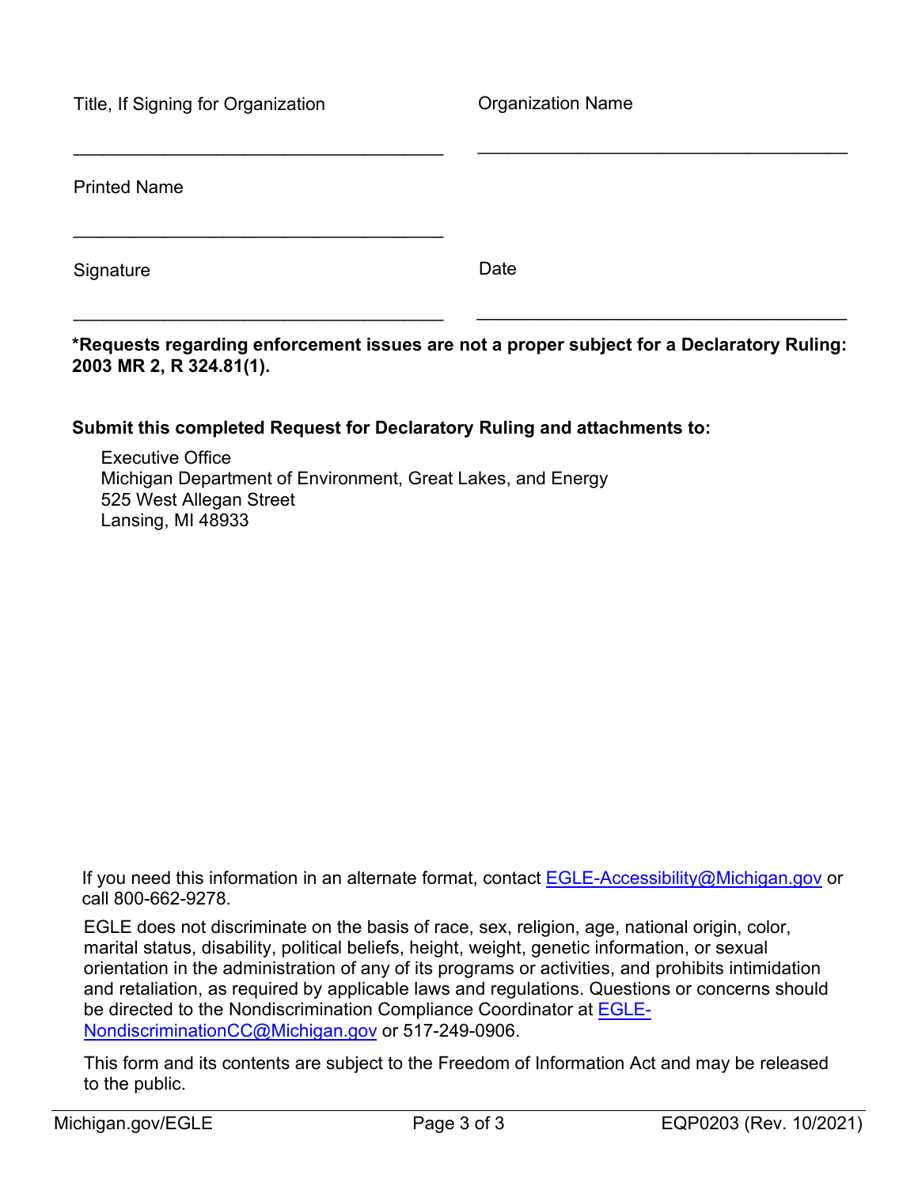Title, If Signing for Organization

\_\_\_\_\_\_\_\_\_\_\_\_\_\_\_\_\_\_\_\_\_\_\_\_\_\_\_\_\_\_\_\_\_\_\_\_

Organization Name

\_\_\_\_\_\_\_\_\_\_\_\_\_\_\_\_\_\_\_\_\_\_\_\_\_\_\_\_\_\_\_\_\_\_\_\_

Printed Name

\_\_\_\_\_\_\_\_\_\_\_\_\_\_\_\_\_\_\_\_\_\_\_\_\_\_\_\_\_\_\_\_\_\_\_\_

Signature

\_\_\_\_\_\_\_\_\_\_\_\_\_\_\_\_\_\_\_\_\_\_\_\_\_\_\_\_\_\_\_\_\_\_\_\_

Date

\_\_\_\_\_\_\_\_\_\_\_\_\_\_\_\_\_\_\_\_\_\_\_\_\_\_\_\_\_\_\_\_\_\_\_\_

**\*Requests regarding enforcement issues are not a proper subject for a Declaratory Ruling: 2003 MR 2, R 324.81(1).**

**Submit this completed Request for Declaratory Ruling and attachments to:**

Executive Office
Michigan Department of Environment, Great Lakes, and Energy
525 West Allegan Street
Lansing, MI 48933

If you need this information in an alternate format, contact EGLE-Accessibility@Michigan.gov or call 800-662-9278.

EGLE does not discriminate on the basis of race, sex, religion, age, national origin, color, marital status, disability, political beliefs, height, weight, genetic information, or sexual orientation in the administration of any of its programs or activities, and prohibits intimidation and retaliation, as required by applicable laws and regulations. Questions or concerns should be directed to the Nondiscrimination Compliance Coordinator at EGLE-NondiscriminationCC@Michigan.gov or 517-249-0906.

This form and its contents are subject to the Freedom of Information Act and may be released to the public.

Michigan.gov/EGLE EQP0203 (Rev. 10/2021)